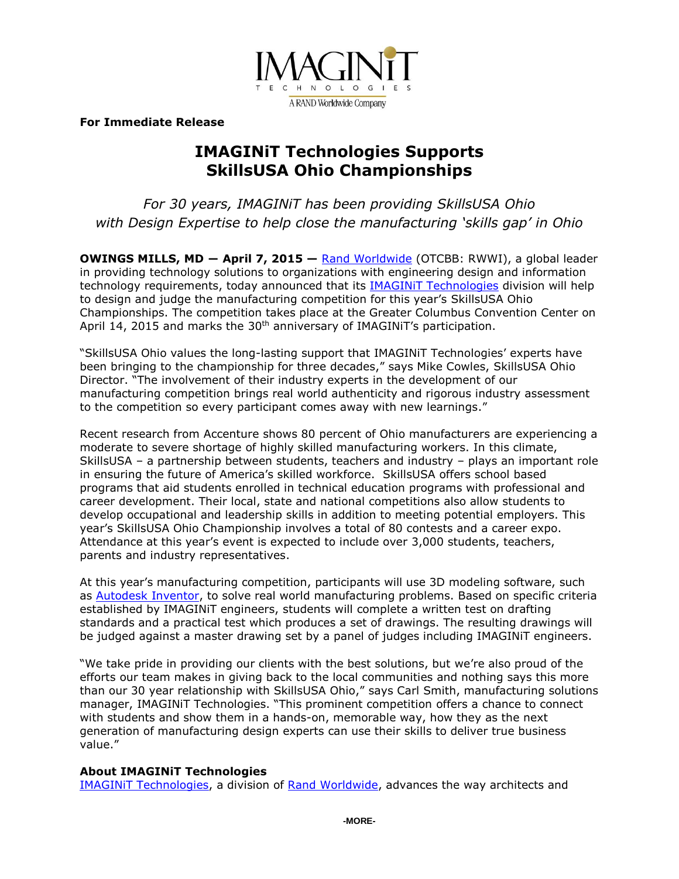IMAGINiT TECHNOLOGIES

A RAND Worldwide Company

**For Immediate Release**

# IMAGINiT Technologies Supports SkillsUSA Ohio Championships

*For 30 years, IMAGINiT has been providing SkillsUSA Ohio with Design Expertise to help close the manufacturing 'skills gap' in Ohio*

**OWINGS MILLS, MD — April 7, 2015 —** Rand Worldwide (OTCBB: RWWI), a global leader in providing technology solutions to organizations with engineering design and information technology requirements, today announced that its IMAGINiT Technologies division will help to design and judge the manufacturing competition for this year's SkillsUSA Ohio Championships. The competition takes place at the Greater Columbus Convention Center on April 14, 2015 and marks the 30th anniversary of IMAGINiT's participation.

"SkillsUSA Ohio values the long-lasting support that IMAGINiT Technologies' experts have been bringing to the championship for three decades," says Mike Cowles, SkillsUSA Ohio Director. "The involvement of their industry experts in the development of our manufacturing competition brings real world authenticity and rigorous industry assessment to the competition so every participant comes away with new learnings."

Recent research from Accenture shows 80 percent of Ohio manufacturers are experiencing a moderate to severe shortage of highly skilled manufacturing workers. In this climate, SkillsUSA – a partnership between students, teachers and industry – plays an important role in ensuring the future of America's skilled workforce. SkillsUSA offers school based programs that aid students enrolled in technical education programs with professional and career development. Their local, state and national competitions also allow students to develop occupational and leadership skills in addition to meeting potential employers. This year's SkillsUSA Ohio Championship involves a total of 80 contests and a career expo. Attendance at this year's event is expected to include over 3,000 students, teachers, parents and industry representatives.

At this year's manufacturing competition, participants will use 3D modeling software, such as Autodesk Inventor, to solve real world manufacturing problems. Based on specific criteria established by IMAGINiT engineers, students will complete a written test on drafting standards and a practical test which produces a set of drawings. The resulting drawings will be judged against a master drawing set by a panel of judges including IMAGINiT engineers.

"We take pride in providing our clients with the best solutions, but we're also proud of the efforts our team makes in giving back to the local communities and nothing says this more than our 30 year relationship with SkillsUSA Ohio," says Carl Smith, manufacturing solutions manager, IMAGINiT Technologies. "This prominent competition offers a chance to connect with students and show them in a hands-on, memorable way, how they as the next generation of manufacturing design experts can use their skills to deliver true business value."

### About IMAGINiT Technologies

IMAGINiT Technologies, a division of Rand Worldwide, advances the way architects and

-MORE-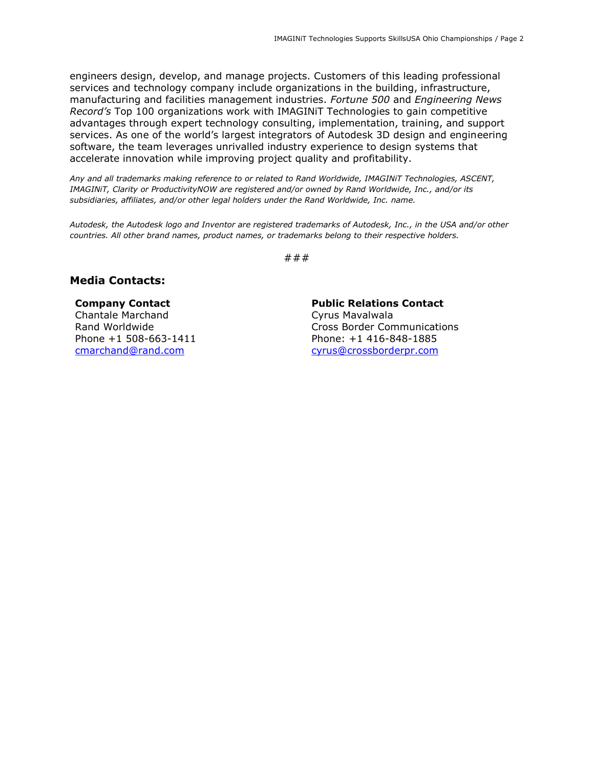engineers design, develop, and manage projects. Customers of this leading professional services and technology company include organizations in the building, infrastructure, manufacturing and facilities management industries. *Fortune 500* and *Engineering News Record's* Top 100 organizations work with IMAGINiT Technologies to gain competitive advantages through expert technology consulting, implementation, training, and support services. As one of the world's largest integrators of Autodesk 3D design and engineering software, the team leverages unrivalled industry experience to design systems that accelerate innovation while improving project quality and profitability.

*Any and all trademarks making reference to or related to Rand Worldwide, IMAGINiT Technologies, ASCENT, IMAGINiT, Clarity or ProductivityNOW are registered and/or owned by Rand Worldwide, Inc., and/or its subsidiaries, affiliates, and/or other legal holders under the Rand Worldwide, Inc. name.*

*Autodesk, the Autodesk logo and Inventor are registered trademarks of Autodesk, Inc., in the USA and/or other countries. All other brand names, product names, or trademarks belong to their respective holders.*

###

## Media Contacts:

**Company Contact**
Chantale Marchand
Rand Worldwide
Phone +1 508-663-1411
cmarchand@rand.com

**Public Relations Contact**
Cyrus Mavalwala
Cross Border Communications
Phone: +1 416-848-1885
cyrus@crossborderpr.com